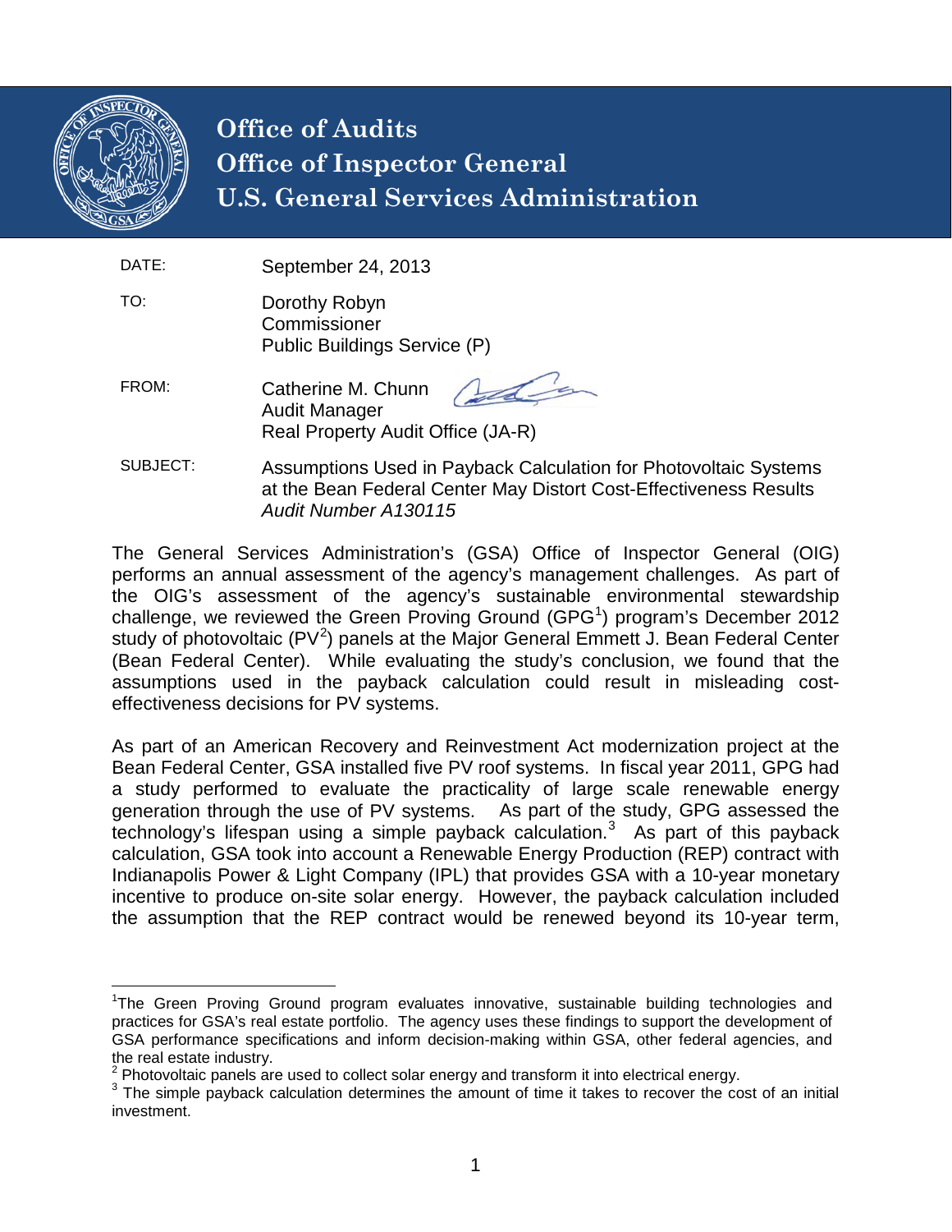# Office of Audits
# Office of Inspector General
# U.S. General Services Administration

| | |
|---|---|
| DATE: | September 24, 2013 |
| TO: | Dorothy Robyn<br>Commissioner<br>Public Buildings Service (P) |
| FROM: | Catherine M. Chunn<br>Audit Manager<br>Real Property Audit Office (JA-R) |
| SUBJECT: | Assumptions Used in Payback Calculation for Photovoltaic Systems at the Bean Federal Center May Distort Cost-Effectiveness Results<br>*Audit Number A130115* |

The General Services Administration's (GSA) Office of Inspector General (OIG) performs an annual assessment of the agency's management challenges. As part of the OIG's assessment of the agency's sustainable environmental stewardship challenge, we reviewed the Green Proving Ground (GPG[1]) program's December 2012 study of photovoltaic (PV[2]) panels at the Major General Emmett J. Bean Federal Center (Bean Federal Center). While evaluating the study's conclusion, we found that the assumptions used in the payback calculation could result in misleading cost-effectiveness decisions for PV systems.

As part of an American Recovery and Reinvestment Act modernization project at the Bean Federal Center, GSA installed five PV roof systems. In fiscal year 2011, GPG had a study performed to evaluate the practicality of large scale renewable energy generation through the use of PV systems. As part of the study, GPG assessed the technology's lifespan using a simple payback calculation.[3] As part of this payback calculation, GSA took into account a Renewable Energy Production (REP) contract with Indianapolis Power & Light Company (IPL) that provides GSA with a 10-year monetary incentive to produce on-site solar energy. However, the payback calculation included the assumption that the REP contract would be renewed beyond its 10-year term,

---

[1] The Green Proving Ground program evaluates innovative, sustainable building technologies and practices for GSA's real estate portfolio. The agency uses these findings to support the development of GSA performance specifications and inform decision-making within GSA, other federal agencies, and the real estate industry.

[2] Photovoltaic panels are used to collect solar energy and transform it into electrical energy.

[3] The simple payback calculation determines the amount of time it takes to recover the cost of an initial investment.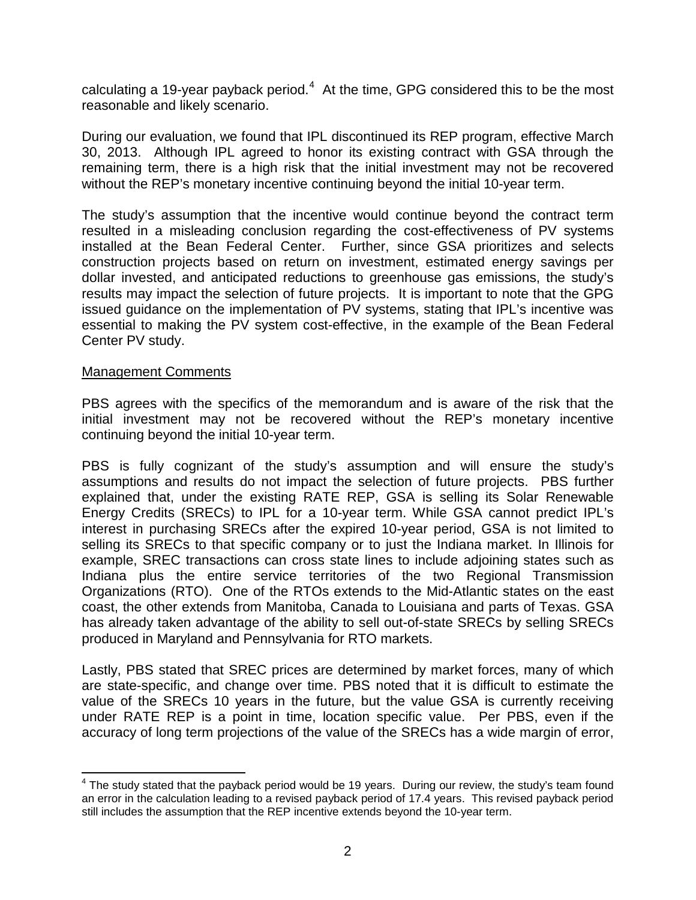calculating a 19-year payback period.[4] At the time, GPG considered this to be the most reasonable and likely scenario.

During our evaluation, we found that IPL discontinued its REP program, effective March 30, 2013. Although IPL agreed to honor its existing contract with GSA through the remaining term, there is a high risk that the initial investment may not be recovered without the REP's monetary incentive continuing beyond the initial 10-year term.

The study's assumption that the incentive would continue beyond the contract term resulted in a misleading conclusion regarding the cost-effectiveness of PV systems installed at the Bean Federal Center. Further, since GSA prioritizes and selects construction projects based on return on investment, estimated energy savings per dollar invested, and anticipated reductions to greenhouse gas emissions, the study's results may impact the selection of future projects. It is important to note that the GPG issued guidance on the implementation of PV systems, stating that IPL's incentive was essential to making the PV system cost-effective, in the example of the Bean Federal Center PV study.

Management Comments

PBS agrees with the specifics of the memorandum and is aware of the risk that the initial investment may not be recovered without the REP's monetary incentive continuing beyond the initial 10-year term.

PBS is fully cognizant of the study's assumption and will ensure the study's assumptions and results do not impact the selection of future projects. PBS further explained that, under the existing RATE REP, GSA is selling its Solar Renewable Energy Credits (SRECs) to IPL for a 10-year term. While GSA cannot predict IPL's interest in purchasing SRECs after the expired 10-year period, GSA is not limited to selling its SRECs to that specific company or to just the Indiana market. In Illinois for example, SREC transactions can cross state lines to include adjoining states such as Indiana plus the entire service territories of the two Regional Transmission Organizations (RTO). One of the RTOs extends to the Mid-Atlantic states on the east coast, the other extends from Manitoba, Canada to Louisiana and parts of Texas. GSA has already taken advantage of the ability to sell out-of-state SRECs by selling SRECs produced in Maryland and Pennsylvania for RTO markets.

Lastly, PBS stated that SREC prices are determined by market forces, many of which are state-specific, and change over time. PBS noted that it is difficult to estimate the value of the SRECs 10 years in the future, but the value GSA is currently receiving under RATE REP is a point in time, location specific value. Per PBS, even if the accuracy of long term projections of the value of the SRECs has a wide margin of error,

[4] The study stated that the payback period would be 19 years. During our review, the study's team found an error in the calculation leading to a revised payback period of 17.4 years. This revised payback period still includes the assumption that the REP incentive extends beyond the 10-year term.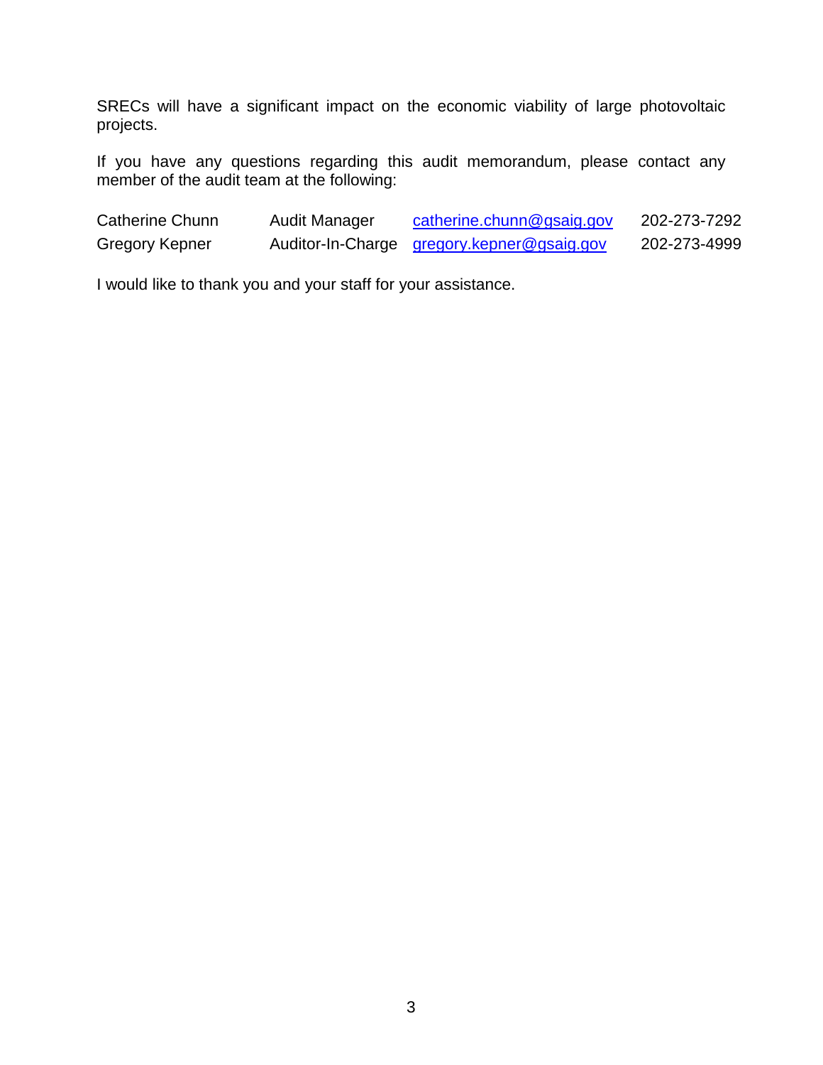SRECs will have a significant impact on the economic viability of large photovoltaic projects.

If you have any questions regarding this audit memorandum, please contact any member of the audit team at the following:

| | | | |
|---|---|---|---|
| Catherine Chunn | Audit Manager | catherine.chunn@gsaig.gov | 202-273-7292 |
| Gregory Kepner | Auditor-In-Charge | gregory.kepner@gsaig.gov | 202-273-4999 |

I would like to thank you and your staff for your assistance.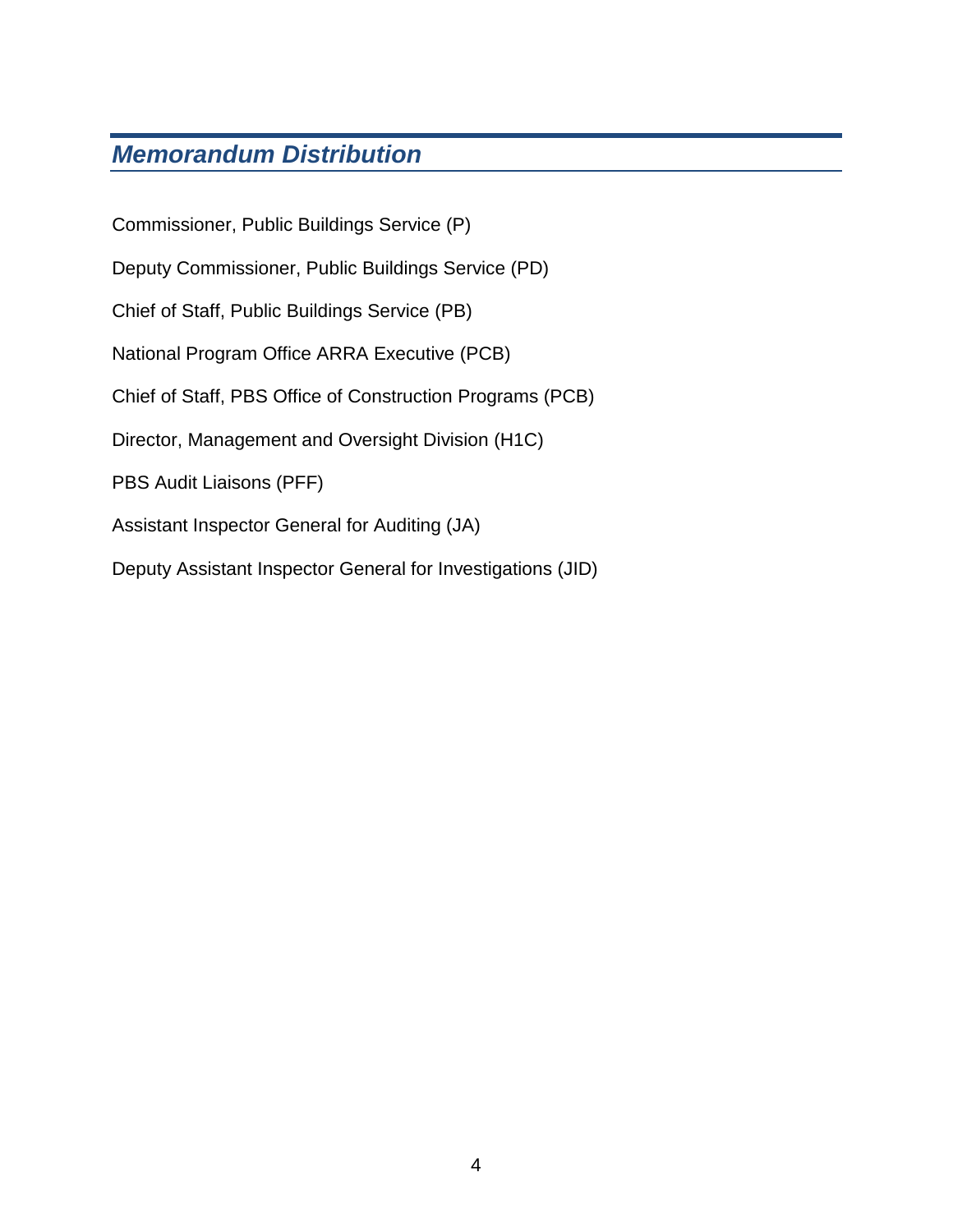## *Memorandum Distribution*

Commissioner, Public Buildings Service (P)

Deputy Commissioner, Public Buildings Service (PD)

Chief of Staff, Public Buildings Service (PB)

National Program Office ARRA Executive (PCB)

Chief of Staff, PBS Office of Construction Programs (PCB)

Director, Management and Oversight Division (H1C)

PBS Audit Liaisons (PFF)

Assistant Inspector General for Auditing (JA)

Deputy Assistant Inspector General for Investigations (JID)